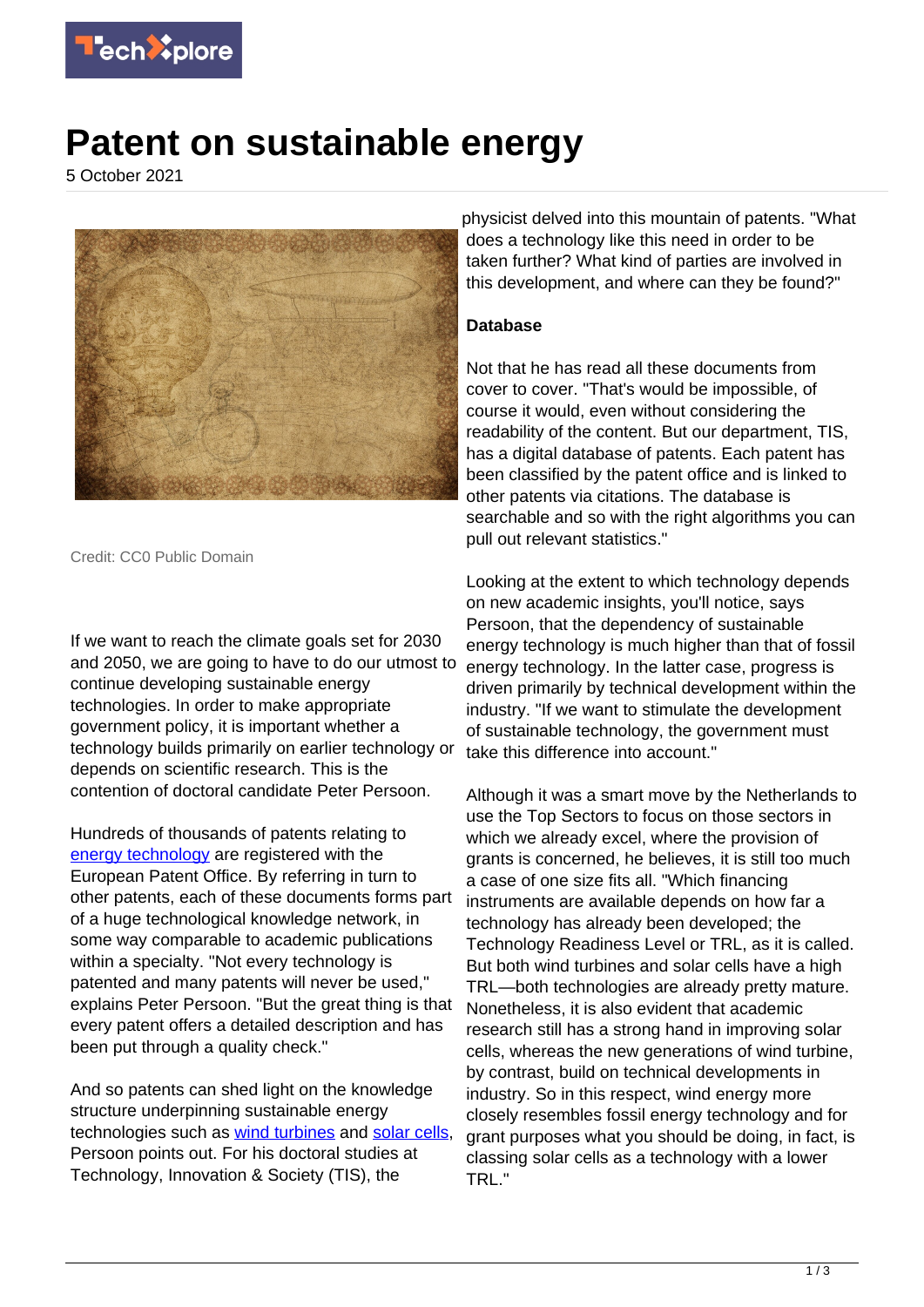# Patent on sustainable energy

5 October 2021

Credit: CC0 Public Domain

If we want to reach the climate goals set for 2030 and 2050, we are going to have to do our utmost to continue developing sustainable energy technologies. In order to make appropriate government policy, it is important whether a technology builds primarily on earlier technology or depends on scientific research. This is the contention of doctoral candidate Peter Persoon.

Hundreds of thousands of patents relating to energy technology are registered with the European Patent Office. By referring in turn to other patents, each of these documents forms part of a huge technological knowledge network, in some way comparable to academic publications within a specialty. "Not every technology is patented and many patents will never be used," explains Peter Persoon. "But the great thing is that every patent offers a detailed description and has been put through a quality check."

And so patents can shed light on the knowledge structure underpinning sustainable energy technologies such as wind turbines and solar cells, Persoon points out. For his doctoral studies at Technology, Innovation & Society (TIS), the physicist delved into this mountain of patents. "What does a technology like this need in order to be taken further? What kind of parties are involved in this development, and where can they be found?"

**Database**

Not that he has read all these documents from cover to cover. "That's would be impossible, of course it would, even without considering the readability of the content. But our department, TIS, has a digital database of patents. Each patent has been classified by the patent office and is linked to other patents via citations. The database is searchable and so with the right algorithms you can pull out relevant statistics."

Looking at the extent to which technology depends on new academic insights, you'll notice, says Persoon, that the dependency of sustainable energy technology is much higher than that of fossil energy technology. In the latter case, progress is driven primarily by technical development within the industry. "If we want to stimulate the development of sustainable technology, the government must take this difference into account."

Although it was a smart move by the Netherlands to use the Top Sectors to focus on those sectors in which we already excel, where the provision of grants is concerned, he believes, it is still too much a case of one size fits all. "Which financing instruments are available depends on how far a technology has already been developed; the Technology Readiness Level or TRL, as it is called. But both wind turbines and solar cells have a high TRL—both technologies are already pretty mature. Nonetheless, it is also evident that academic research still has a strong hand in improving solar cells, whereas the new generations of wind turbine, by contrast, build on technical developments in industry. So in this respect, wind energy more closely resembles fossil energy technology and for grant purposes what you should be doing, in fact, is classing solar cells as a technology with a lower TRL."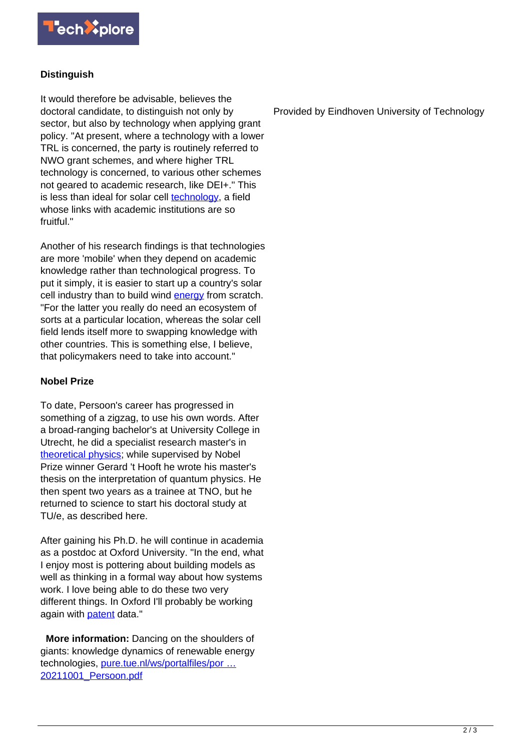### Distinguish

It would therefore be advisable, believes the doctoral candidate, to distinguish not only by sector, but also by technology when applying grant policy. "At present, where a technology with a lower TRL is concerned, the party is routinely referred to NWO grant schemes, and where higher TRL technology is concerned, to various other schemes not geared to academic research, like DEI+." This is less than ideal for solar cell technology, a field whose links with academic institutions are so fruitful."

Another of his research findings is that technologies are more 'mobile' when they depend on academic knowledge rather than technological progress. To put it simply, it is easier to start up a country's solar cell industry than to build wind energy from scratch. "For the latter you really do need an ecosystem of sorts at a particular location, whereas the solar cell field lends itself more to swapping knowledge with other countries. This is something else, I believe, that policymakers need to take into account."

### Nobel Prize

To date, Persoon's career has progressed in something of a zigzag, to use his own words. After a broad-ranging bachelor's at University College in Utrecht, he did a specialist research master's in theoretical physics; while supervised by Nobel Prize winner Gerard 't Hooft he wrote his master's thesis on the interpretation of quantum physics. He then spent two years as a trainee at TNO, but he returned to science to start his doctoral study at TU/e, as described here.

After gaining his Ph.D. he will continue in academia as a postdoc at Oxford University. "In the end, what I enjoy most is pottering about building models as well as thinking in a formal way about how systems work. I love being able to do these two very different things. In Oxford I'll probably be working again with patent data."

**More information:** Dancing on the shoulders of giants: knowledge dynamics of renewable energy technologies, pure.tue.nl/ws/portalfiles/por … 20211001_Persoon.pdf

Provided by Eindhoven University of Technology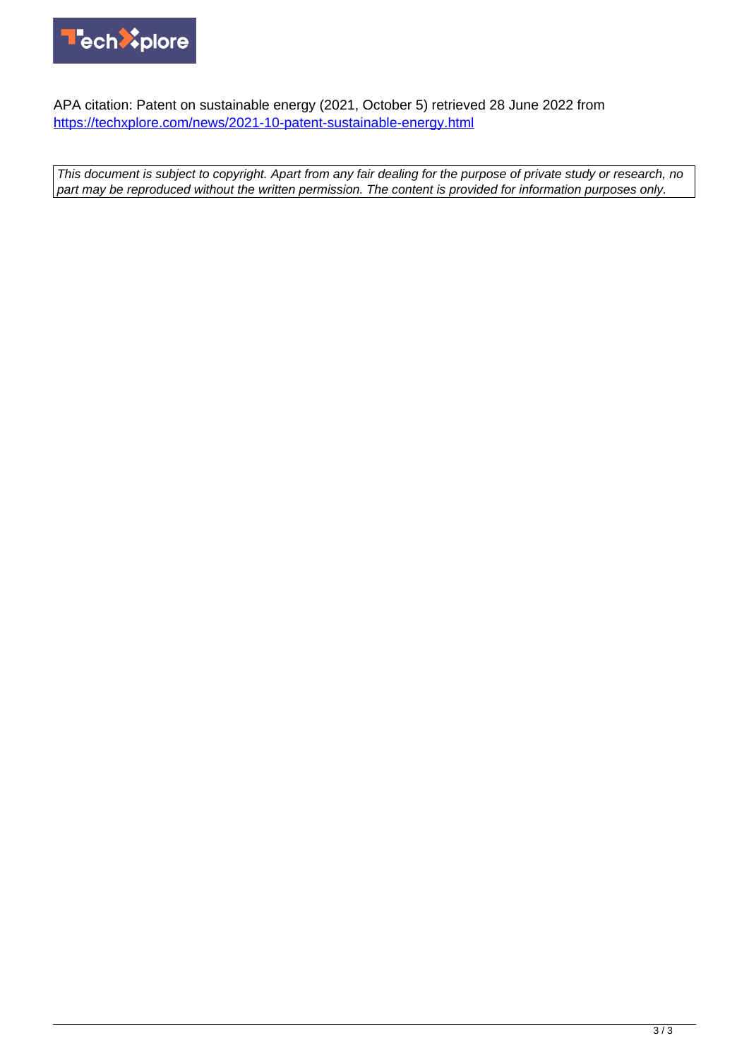APA citation: Patent on sustainable energy (2021, October 5) retrieved 28 June 2022 from https://techxplore.com/news/2021-10-patent-sustainable-energy.html

*This document is subject to copyright. Apart from any fair dealing for the purpose of private study or research, no part may be reproduced without the written permission. The content is provided for information purposes only.*